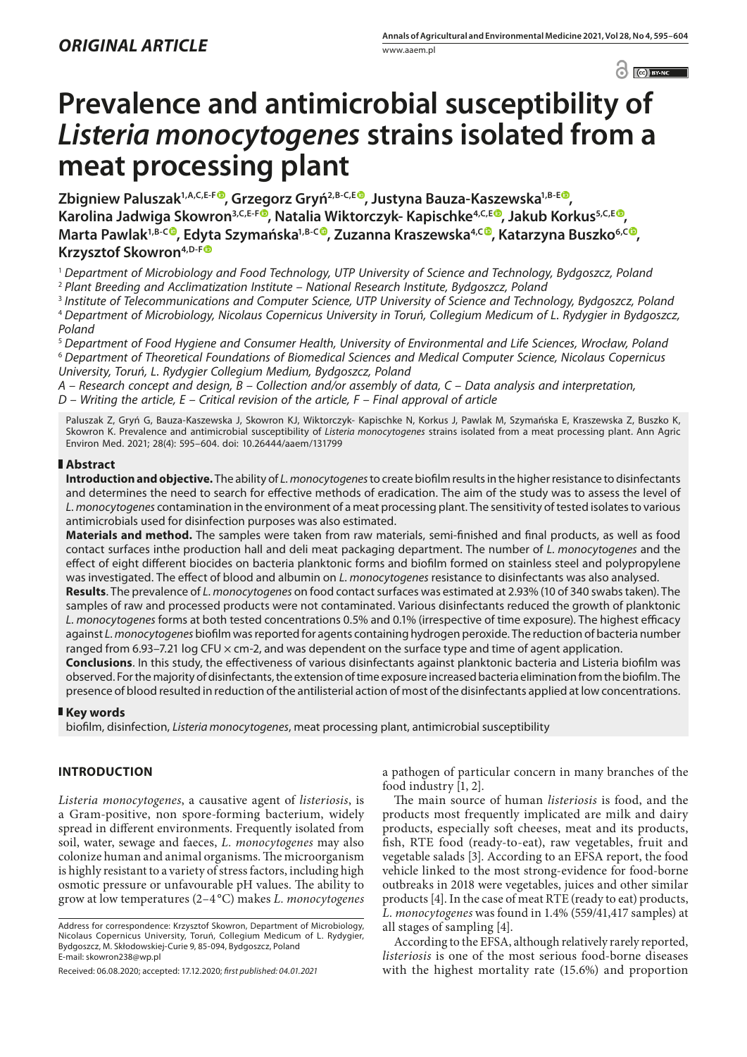*ORIGINAL ARTICLE*

# Prevalence and antimicrobial susceptibility of *Listeria monocytogenes* strains isolated from a meat processing plant

**Zbigniew Paluszak[1,A,C,E-F], Grzegorz Gryń[2,B-C,E], Justyna Bauza-Kaszewska[1,B-E], Karolina Jadwiga Skowron[3,C,E-F], Natalia Wiktorczyk- Kapischke[4,C,E], Jakub Korkus[5,C,E], Marta Pawlak[1,B-C], Edyta Szymańska[1,B-C], Zuzanna Kraszewska[4,C], Katarzyna Buszko[6,C], Krzysztof Skowron[4,D-F]**

[1] *Department of Microbiology and Food Technology, UTP University of Science and Technology, Bydgoszcz, Poland*
[2] *Plant Breeding and Acclimatization Institute – National Research Institute, Bydgoszcz, Poland*
[3] *Institute of Telecommunications and Computer Science, UTP University of Science and Technology, Bydgoszcz, Poland*
[4] *Department of Microbiology, Nicolaus Copernicus University in Toruń, Collegium Medicum of L. Rydygier in Bydgoszcz, Poland*
[5] *Department of Food Hygiene and Consumer Health, University of Environmental and Life Sciences, Wrocław, Poland*
[6] *Department of Theoretical Foundations of Biomedical Sciences and Medical Computer Science, Nicolaus Copernicus University, Toruń, L. Rydygier Collegium Medium, Bydgoszcz, Poland*

*A – Research concept and design, B – Collection and/or assembly of data, C – Data analysis and interpretation, D – Writing the article, E – Critical revision of the article, F – Final approval of article*

Paluszak Z, Gryń G, Bauza-Kaszewska J, Skowron KJ, Wiktorczyk- Kapischke N, Korkus J, Pawlak M, Szymańska E, Kraszewska Z, Buszko K, Skowron K. Prevalence and antimicrobial susceptibility of *Listeria monocytogenes* strains isolated from a meat processing plant. Ann Agric Environ Med. 2021; 28(4): 595–604. doi: 10.26444/aaem/131799

## Abstract

**Introduction and objective.** The ability of *L. monocytogenes* to create biofilm results in the higher resistance to disinfectants and determines the need to search for effective methods of eradication. The aim of the study was to assess the level of *L. monocytogenes* contamination in the environment of a meat processing plant. The sensitivity of tested isolates to various antimicrobials used for disinfection purposes was also estimated.

**Materials and method.** The samples were taken from raw materials, semi-finished and final products, as well as food contact surfaces inthe production hall and deli meat packaging department. The number of *L. monocytogenes* and the effect of eight different biocides on bacteria planktonic forms and biofilm formed on stainless steel and polypropylene was investigated. The effect of blood and albumin on *L. monocytogenes* resistance to disinfectants was also analysed.

**Results**. The prevalence of *L. monocytogenes* on food contact surfaces was estimated at 2.93% (10 of 340 swabs taken). The samples of raw and processed products were not contaminated. Various disinfectants reduced the growth of planktonic *L. monocytogenes* forms at both tested concentrations 0.5% and 0.1% (irrespective of time exposure). The highest efficacy against *L. monocytogenes* biofilm was reported for agents containing hydrogen peroxide. The reduction of bacteria number ranged from 6.93–7.21 log CFU × cm-2, and was dependent on the surface type and time of agent application.

**Conclusions**. In this study, the effectiveness of various disinfectants against planktonic bacteria and Listeria biofilm was observed. For the majority of disinfectants, the extension of time exposure increased bacteria elimination from the biofilm. The presence of blood resulted in reduction of the antilisterial action of most of the disinfectants applied at low concentrations.

## Key words

biofilm, disinfection, *Listeria monocytogenes*, meat processing plant, antimicrobial susceptibility

## INTRODUCTION

*Listeria monocytogenes*, a causative agent of *listeriosis*, is a Gram-positive, non spore-forming bacterium, widely spread in different environments. Frequently isolated from soil, water, sewage and faeces, *L. monocytogenes* may also colonize human and animal organisms. The microorganism is highly resistant to a variety of stress factors, including high osmotic pressure or unfavourable pH values. The ability to grow at low temperatures (2–4 °C) makes *L. monocytogenes* a pathogen of particular concern in many branches of the food industry [1, 2].

The main source of human *listeriosis* is food, and the products most frequently implicated are milk and dairy products, especially soft cheeses, meat and its products, fish, RTE food (ready-to-eat), raw vegetables, fruit and vegetable salads [3]. According to an EFSA report, the food vehicle linked to the most strong-evidence for food-borne outbreaks in 2018 were vegetables, juices and other similar products [4]. In the case of meat RTE (ready to eat) products, *L. monocytogenes* was found in 1.4% (559/41,417 samples) at all stages of sampling [4].

According to the EFSA, although relatively rarely reported, *listeriosis* is one of the most serious food-borne diseases with the highest mortality rate (15.6%) and proportion

Address for correspondence: Krzysztof Skowron, Department of Microbiology, Nicolaus Copernicus University, Toruń, Collegium Medicum of L. Rydygier, Bydgoszcz, M. Skłodowskiej-Curie 9, 85-094, Bydgoszcz, Poland
E-mail: skowron238@wp.pl

Received: 06.08.2020; accepted: 17.12.2020; *first published: 04.01.2021*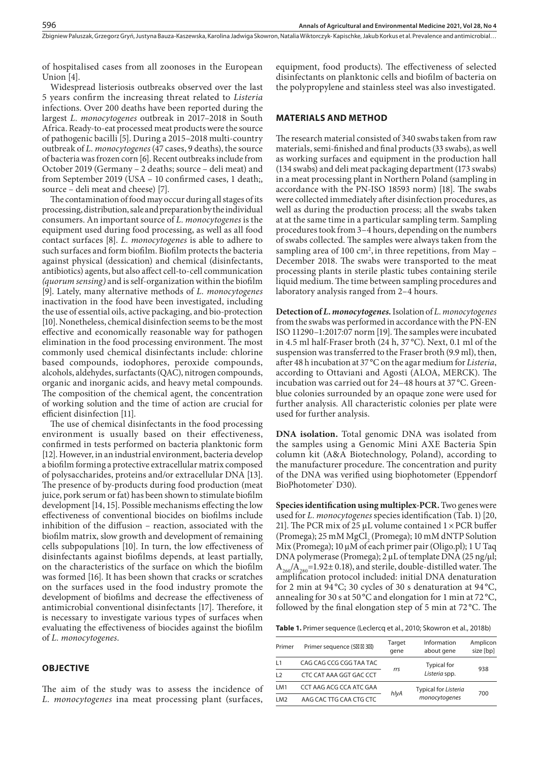of hospitalised cases from all zoonoses in the European Union [4].

Widespread listeriosis outbreaks observed over the last 5 years confirm the increasing threat related to *Listeria* infections. Over 200 deaths have been reported during the largest *L. monocytogenes* outbreak in 2017–2018 in South Africa. Ready-to-eat processed meat products were the source of pathogenic bacilli [5]. During a 2015–2018 multi-country outbreak of *L. monocytogenes* (47 cases, 9 deaths), the source of bacteria was frozen corn [6]. Recent outbreaks include from October 2019 (Germany – 2 deaths; source – deli meat) and from September 2019 (USA – 10 confirmed cases, 1 death;, source – deli meat and cheese) [7].

The contamination of food may occur during all stages of its processing, distribution, sale and preparation by the individual consumers. An important source of *L. monocytogenes* is the equipment used during food processing, as well as all food contact surfaces [8]. *L. monocytogenes* is able to adhere to such surfaces and form biofilm. Biofilm protects the bacteria against physical (dessication) and chemical (disinfectants, antibiotics) agents, but also affect cell-to-cell communication *(quorum sensing)* and is self-organization within the biofilm [9]. Lately, many alternative methods of *L. monocytogenes* inactivation in the food have been investigated, including the use of essential oils, active packaging, and bio-protection [10]. Nonetheless, chemical disinfection seems to be the most effective and economically reasonable way for pathogen elimination in the food processing environment. The most commonly used chemical disinfectants include: chlorine based compounds, iodophores, peroxide compounds, alcohols, aldehydes, surfactants (QAC), nitrogen compounds, organic and inorganic acids, and heavy metal compounds. The composition of the chemical agent, the concentration of working solution and the time of action are crucial for efficient disinfection [11].

The use of chemical disinfectants in the food processing environment is usually based on their effectiveness, confirmed in tests performed on bacteria planktonic form [12]. However, in an industrial environment, bacteria develop a biofilm forming a protective extracellular matrix composed of polysaccharides, proteins and/or extracellular DNA [13]. The presence of by-products during food production (meat juice, pork serum or fat) has been shown to stimulate biofilm development [14, 15]. Possible mechanisms effecting the low effectiveness of conventional biocides on biofilms include inhibition of the diffusion – reaction, associated with the biofilm matrix, slow growth and development of remaining cells subpopulations [10]. In turn, the low effectiveness of disinfectants against biofilms depends, at least partially, on the characteristics of the surface on which the biofilm was formed [16]. It has been shown that cracks or scratches on the surfaces used in the food industry promote the development of biofilms and decrease the effectiveness of antimicrobial conventional disinfectants [17]. Therefore, it is necessary to investigate various types of surfaces when evaluating the effectiveness of biocides against the biofilm of *L. monocytogenes*.

## OBJECTIVE

The aim of the study was to assess the incidence of *L. monocytogenes* ina meat processing plant (surfaces, equipment, food products). The effectiveness of selected disinfectants on planktonic cells and biofilm of bacteria on the polypropylene and stainless steel was also investigated.

## MATERIALS AND METHOD

The research material consisted of 340 swabs taken from raw materials, semi-finished and final products (33 swabs), as well as working surfaces and equipment in the production hall (134 swabs) and deli meat packaging department (173 swabs) in a meat processing plant in Northern Poland (sampling in accordance with the PN-ISO 18593 norm) [18]. The swabs were collected immediately after disinfection procedures, as well as during the production process; all the swabs taken at at the same time in a particular sampling term. Sampling procedures took from 3–4 hours, depending on the numbers of swabs collected. The samples were always taken from the sampling area of 100 cm$^2$, in three repetitions, from May – December 2018. The swabs were transported to the meat processing plants in sterile plastic tubes containing sterile liquid medium. The time between sampling procedures and laboratory analysis ranged from 2–4 hours.

**Detection of *L. monocytogenes*.** Isolation of *L. monocytogenes* from the swabs was performed in accordance with the PN-EN ISO 11290–1:2017:07 norm [19]. The samples were incubated in 4.5 ml half-Fraser broth (24 h, 37 °C). Next, 0.1 ml of the suspension was transferred to the Fraser broth (9.9 ml), then, after 48 h incubation at 37 °C on the agar medium for *Listeria*, according to Ottaviani and Agosti (ALOA, MERCK). The incubation was carried out for 24–48 hours at 37 °C. Green-blue colonies surrounded by an opaque zone were used for further analysis. All characteristic colonies per plate were used for further analysis.

**DNA isolation.** Total genomic DNA was isolated from the samples using a Genomic Mini AXE Bacteria Spin column kit (A&A Biotechnology, Poland), according to the manufacturer procedure. The concentration and purity of the DNA was verified using biophotometer (Eppendorf BioPhotometer® D30).

**Species identification using multiplex-PCR.** Two genes were used for *L. monocytogenes* species identification (Tab. 1) [20, 21]. The PCR mix of 25 µL volume contained 1 × PCR buffer (Promega); 25 mM $MgCl_2$ (Promega); 10 mM dNTP Solution Mix (Promega); 10 µM of each primer pair (Oligo.pl); 1 U Taq DNA polymerase (Promega); 2 µL of template DNA (25 ng/µl; $A_{260}/A_{280}$=1.92± 0.18), and sterile, double-distilled water. The amplification protocol included: initial DNA denaturation for 2 min at 94 °C; 30 cycles of 30 s denaturation at 94 °C, annealing for 30 s at 50 °C and elongation for 1 min at 72 °C, followed by the final elongation step of 5 min at 72 °C. The

**Table 1.** Primer sequence (Leclercq et al., 2010; Skowron et al., 2018b)

| Primer | Primer sequence (5'→3') | Target gene | Information about gene | Amplicon size [bp] |
|---|---|---|---|---|
| L1 | CAG CAG CCG CGG TAA TAC | *rrs* | Typical for *Listeria* spp. | 938 |
| L2 | CTC CAT AAA GGT GAC CCT | | | |
| LM1 | CCT AAG ACG CCA ATC GAA | *hlyA* | Typical for *Listeria monocytogenes* | 700 |
| LM2 | AAG CAC TTG CAA CTG CTC | | | |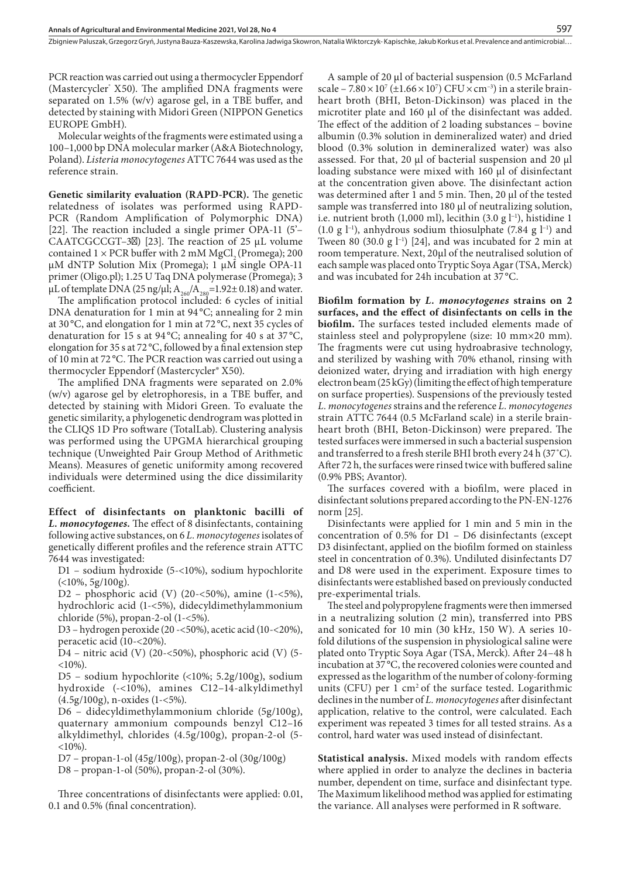PCR reaction was carried out using a thermocycler Eppendorf (Mastercycler® X50). The amplified DNA fragments were separated on 1.5% (w/v) agarose gel, in a TBE buffer, and detected by staining with Midori Green (NIPPON Genetics EUROPE GmbH).

Molecular weights of the fragments were estimated using a 100–1,000 bp DNA molecular marker (A&A Biotechnology, Poland). *Listeria monocytogenes* ATTC 7644 was used as the reference strain.

**Genetic similarity evaluation (RAPD-PCR).** The genetic relatedness of isolates was performed using RAPD-PCR (Random Amplification of Polymorphic DNA) [22]. The reaction included a single primer OPA-11 (5'–CAATCGCCGT–3') [23]. The reaction of 25 µL volume contained 1 × PCR buffer with 2 mM $MgCl_2$ (Promega); 200 µM dNTP Solution Mix (Promega); 1 µM single OPA-11 primer (Oligo.pl); 1.25 U Taq DNA polymerase (Promega); 3 µL of template DNA (25 ng/µl; $A_{260}/A_{280}$=1.92± 0.18) and water.

The amplification protocol included: 6 cycles of initial DNA denaturation for 1 min at 94 °C; annealing for 2 min at 30 °C, and elongation for 1 min at 72 °C, next 35 cycles of denaturation for 15 s at 94 °C; annealing for 40 s at 37 °C, elongation for 35 s at 72 °C, followed by a final extension step of 10 min at 72 °C. The PCR reaction was carried out using a thermocycler Eppendorf (Mastercycler® X50).

The amplified DNA fragments were separated on 2.0% (w/v) agarose gel by eletrophoresis, in a TBE buffer, and detected by staining with Midori Green. To evaluate the genetic similarity, a phylogenetic dendrogram was plotted in the CLIQS 1D Pro software (TotalLab). Clustering analysis was performed using the UPGMA hierarchical grouping technique (Unweighted Pair Group Method of Arithmetic Means). Measures of genetic uniformity among recovered individuals were determined using the dice dissimilarity coefficient.

**Effect of disinfectants on planktonic bacilli of *L. monocytogenes*.** The effect of 8 disinfectants, containing following active substances, on 6 *L. monocytogenes* isolates of genetically different profiles and the reference strain ATTC 7644 was investigated:

D1 – sodium hydroxide (5-<10%), sodium hypochlorite (<10%, 5g/100g).

D2 – phosphoric acid (V) (20-<50%), amine (1-<5%), hydrochloric acid (1-<5%), didecyldimethylammonium chloride (5%), propan-2-ol (1-<5%).

D3 – hydrogen peroxide (20 -<50%), acetic acid (10-<20%), peracetic acid (10-<20%).

D4 – nitric acid (V) (20-<50%), phosphoric acid (V) (5-<10%).

D5 – sodium hypochlorite (<10%; 5.2g/100g), sodium hydroxide (-<10%), amines C12–14-alkyldimethyl (4.5g/100g), n-oxides (1-<5%).

D6 – didecyldimethylammonium chloride (5g/100g), quaternary ammonium compounds benzyl C12–16 alkyldimethyl, chlorides (4.5g/100g), propan-2-ol (5-<10%).

D7 – propan-1-ol (45g/100g), propan-2-ol (30g/100g)

D8 – propan-1-ol (50%), propan-2-ol (30%).

Three concentrations of disinfectants were applied: 0.01, 0.1 and 0.5% (final concentration).

A sample of 20 µl of bacterial suspension (0.5 McFarland scale – $7.80 \times 10^7$ ($\pm 1.66 \times 10^7$) CFU × $cm^{-3}$) in a sterile brain-heart broth (BHI, Beton-Dickinson) was placed in the microtiter plate and 160 µl of the disinfectant was added. The effect of the addition of 2 loading substances – bovine albumin (0.3% solution in demineralized water) and dried blood (0.3% solution in demineralized water) was also assessed. For that, 20 µl of bacterial suspension and 20 µl loading substance were mixed with 160 µl of disinfectant at the concentration given above. The disinfectant action was determined after 1 and 5 min. Then, 20 µl of the tested sample was transferred into 180 µl of neutralizing solution, i.e. nutrient broth (1,000 ml), lecithin (3.0 g $l^{-1}$), histidine 1 (1.0 g $l^{-1}$), anhydrous sodium thiosulphate (7.84 g $l^{-1}$) and Tween 80 (30.0 g $l^{-1}$) [24], and was incubated for 2 min at room temperature. Next, 20µl of the neutralised solution of each sample was placed onto Tryptic Soya Agar (TSA, Merck) and was incubated for 24h incubation at 37 °C.

**Biofilm formation by *L. monocytogenes* strains on 2 surfaces, and the effect of disinfectants on cells in the biofilm.** The surfaces tested included elements made of stainless steel and polypropylene (size: 10 mm×20 mm). The fragments were cut using hydroabrasive technology, and sterilized by washing with 70% ethanol, rinsing with deionized water, drying and irradiation with high energy electron beam (25 kGy) (limiting the effect of high temperature on surface properties). Suspensions of the previously tested *L. monocytogenes* strains and the reference *L. monocytogenes* strain ATTC 7644 (0.5 McFarland scale) in a sterile brain-heart broth (BHI, Beton-Dickinson) were prepared. The tested surfaces were immersed in such a bacterial suspension and transferred to a fresh sterile BHI broth every 24 h (37 °C). After 72 h, the surfaces were rinsed twice with buffered saline (0.9% PBS; Avantor).

The surfaces covered with a biofilm, were placed in disinfectant solutions prepared according to the PN-EN-1276 norm [25].

Disinfectants were applied for 1 min and 5 min in the concentration of 0.5% for D1 – D6 disinfectants (except D3 disinfectant, applied on the biofilm formed on stainless steel in concentration of 0.3%). Undiluted disinfectants D7 and D8 were used in the experiment. Exposure times to disinfectants were established based on previously conducted pre-experimental trials.

The steel and polypropylene fragments were then immersed in a neutralizing solution (2 min), transferred into PBS and sonicated for 10 min (30 kHz, 150 W). A series 10-fold dilutions of the suspension in physiological saline were plated onto Tryptic Soya Agar (TSA, Merck). After 24–48 h incubation at 37 °C, the recovered colonies were counted and expressed as the logarithm of the number of colony-forming units (CFU) per 1 $cm^2$ of the surface tested. Logarithmic declines in the number of *L. monocytogenes* after disinfectant application, relative to the control, were calculated. Each experiment was repeated 3 times for all tested strains. As a control, hard water was used instead of disinfectant.

**Statistical analysis.** Mixed models with random effects where applied in order to analyze the declines in bacteria number, dependent on time, surface and disinfectant type. The Maximum likelihood method was applied for estimating the variance. All analyses were performed in R software.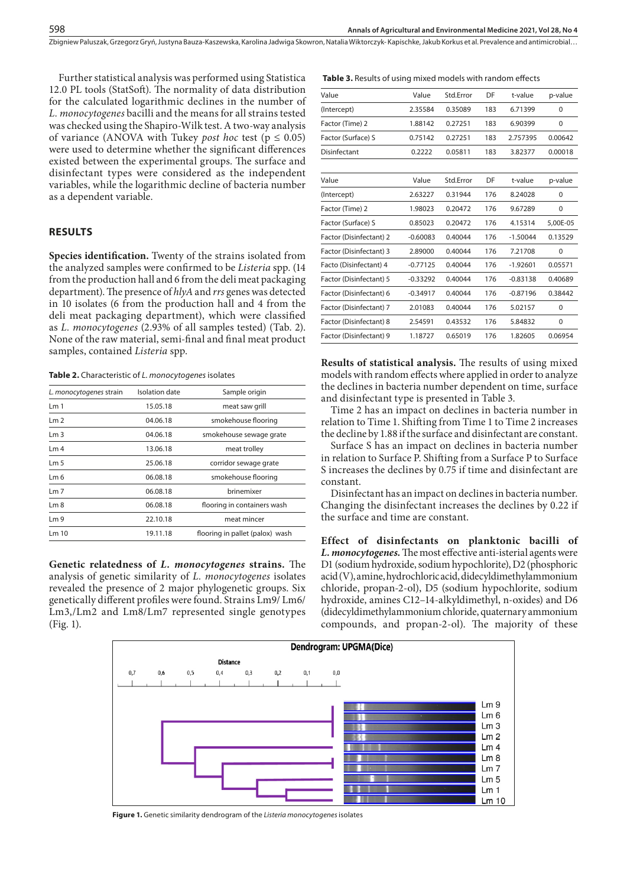Further statistical analysis was performed using Statistica 12.0 PL tools (StatSoft). The normality of data distribution for the calculated logarithmic declines in the number of *L. monocytogenes* bacilli and the means for all strains tested was checked using the Shapiro-Wilk test. A two-way analysis of variance (ANOVA with Tukey *post hoc* test ($p \leq 0.05$) were used to determine whether the significant differences existed between the experimental groups. The surface and disinfectant types were considered as the independent variables, while the logarithmic decline of bacteria number as a dependent variable.

## RESULTS

**Species identification.** Twenty of the strains isolated from the analyzed samples were confirmed to be *Listeria* spp. (14 from the production hall and 6 from the deli meat packaging department). The presence of *hlyA* and *rrs* genes was detected in 10 isolates (6 from the production hall and 4 from the deli meat packaging department), which were classified as *L. monocytogenes* (2.93% of all samples tested) (Tab. 2). None of the raw material, semi-final and final meat product samples, contained *Listeria* spp.

**Table 2.** Characteristic of *L. monocytogenes* isolates

| *L. monocytogenes* strain | Isolation date | Sample origin |
|---|---|---|
| Lm 1 | 15.05.18 | meat saw grill |
| Lm 2 | 04.06.18 | smokehouse flooring |
| Lm 3 | 04.06.18 | smokehouse sewage grate |
| Lm 4 | 13.06.18 | meat trolley |
| Lm 5 | 25.06.18 | corridor sewage grate |
| Lm 6 | 06.08.18 | smokehouse flooring |
| Lm 7 | 06.08.18 | brinemixer |
| Lm 8 | 06.08.18 | flooring in containers wash |
| Lm 9 | 22.10.18 | meat mincer |
| Lm 10 | 19.11.18 | flooring in pallet (palox) wash |

**Genetic relatedness of *L. monocytogenes* strains.** The analysis of genetic similarity of *L. monocytogenes* isolates revealed the presence of 2 major phylogenetic groups. Six genetically different profiles were found. Strains Lm9/ Lm6/ Lm3,/Lm2 and Lm8/Lm7 represented single genotypes (Fig. 1).

**Table 3.** Results of using mixed models with random effects

| Value | Value | Std.Error | DF | t-value | p-value |
|---|---|---|---|---|---|
| (Intercept) | 2.35584 | 0.35089 | 183 | 6.71399 | 0 |
| Factor (Time) 2 | 1.88142 | 0.27251 | 183 | 6.90399 | 0 |
| Factor (Surface) S | 0.75142 | 0.27251 | 183 | 2.757395 | 0.00642 |
| Disinfectant | 0.2222 | 0.05811 | 183 | 3.82377 | 0.00018 |
| Value | Value | Std.Error | DF | t-value | p-value |
| (Intercept) | 2.63227 | 0.31944 | 176 | 8.24028 | 0 |
| Factor (Time) 2 | 1.98023 | 0.20472 | 176 | 9.67289 | 0 |
| Factor (Surface) S | 0.85023 | 0.20472 | 176 | 4.15314 | 5,00E-05 |
| Factor (Disinfectant) 2 | -0.60083 | 0.40044 | 176 | -1.50044 | 0.13529 |
| Factor (Disinfectant) 3 | 2.89000 | 0.40044 | 176 | 7.21708 | 0 |
| Facto (Disinfectant) 4 | -0.77125 | 0.40044 | 176 | -1.92601 | 0.05571 |
| Factor (Disinfectant) 5 | -0.33292 | 0.40044 | 176 | -0.83138 | 0.40689 |
| Factor (Disinfectant) 6 | -0.34917 | 0.40044 | 176 | -0.87196 | 0.38442 |
| Factor (Disinfectant) 7 | 2.01083 | 0.40044 | 176 | 5.02157 | 0 |
| Factor (Disinfectant) 8 | 2.54591 | 0.43532 | 176 | 5.84832 | 0 |
| Factor (Disinfectant) 9 | 1.18727 | 0.65019 | 176 | 1.82605 | 0.06954 |

**Results of statistical analysis.** The results of using mixed models with random effects where applied in order to analyze the declines in bacteria number dependent on time, surface and disinfectant type is presented in Table 3.

Time 2 has an impact on declines in bacteria number in relation to Time 1. Shifting from Time 1 to Time 2 increases the decline by 1.88 if the surface and disinfectant are constant.

Surface S has an impact on declines in bacteria number in relation to Surface P. Shifting from a Surface P to Surface S increases the declines by 0.75 if time and disinfectant are constant.

Disinfectant has an impact on declines in bacteria number. Changing the disinfectant increases the declines by 0.22 if the surface and time are constant.

**Effect of disinfectants on planktonic bacilli of *L. monocytogenes*.** The most effective anti-isterial agents were D1 (sodium hydroxide, sodium hypochlorite), D2 (phosphoric acid (V), amine, hydrochloric acid, didecyldimethylammonium chloride, propan-2-ol), D5 (sodium hypochlorite, sodium hydroxide, amines C12–14-alkyldimethyl, n-oxides) and D6 (didecyldimethylammonium chloride, quaternary ammonium compounds, and propan-2-ol). The majority of these

Dendrogram: UPGMA(Dice)

Distance

0,7 0,6 0,5 0,4 0,3 0,2 0,1 0,0

Lm 9
Lm 6
Lm 3
Lm 2
Lm 4
Lm 8
Lm 7
Lm 5
Lm 1
Lm 10

**Figure 1.** Genetic similarity dendrogram of the *Listeria monocytogenes* isolates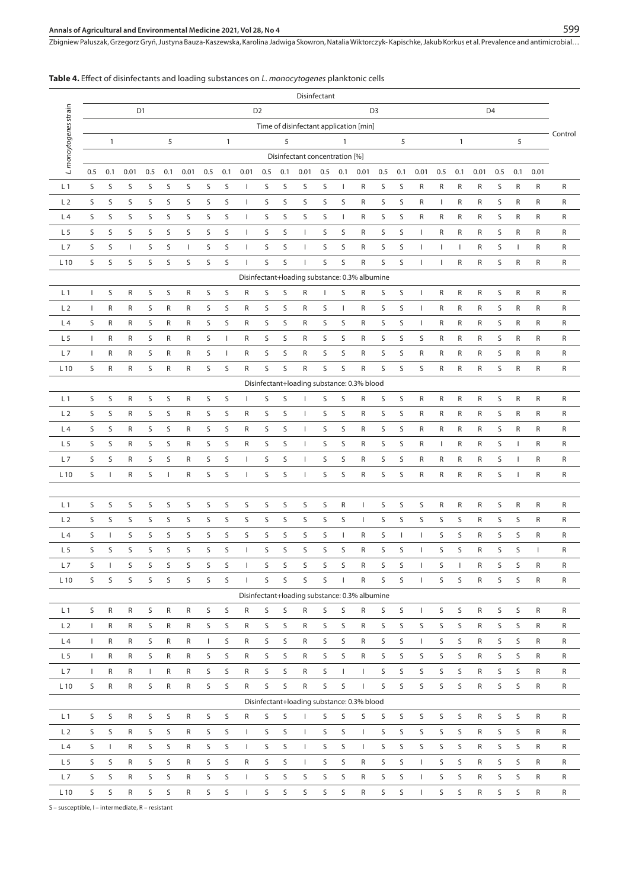**Table 4.** Effect of disinfectants and loading substances on *L. monocytogenes* planktonic cells

| *L. monocytogenes* strain | Disinfectant | | | | | | | | | | | | | | | | | | | | | | | | | | Control |
|---|---|---|---|---|---|---|---|---|---|---|---|---|---|---|---|---|---|---|---|---|---|---|---|---|---|---|---|
| | D1 | | | | | | D2 | | | | | | D3 | | | | | | D4 | | | | | | | | |
| | Time of disinfectant application [min] | | | | | | | | | | | | | | | | | | | | | | | | | | |
| | 1 | | | 5 | | | 1 | | | 5 | | | 1 | | | 5 | | | 1 | | | 5 | | | | | |
| | Disinfectant concentration [%] | | | | | | | | | | | | | | | | | | | | | | | | | | |
| | 0.5 | 0.1 | 0.01 | 0.5 | 0.1 | 0.01 | 0.5 | 0.1 | 0.01 | 0.5 | 0.1 | 0.01 | 0.5 | 0.1 | 0.01 | 0.5 | 0.1 | 0.01 | 0.5 | 0.1 | 0.01 | 0.5 | 0.1 | 0.01 | | | |
| L 1 | S | S | S | S | S | S | S | S | I | S | S | S | S | I | R | S | S | R | R | R | R | S | R | R | | | R |
| L 2 | S | S | S | S | S | S | S | S | I | S | S | S | S | S | R | S | S | R | I | R | R | S | R | R | | | R |
| L 4 | S | S | S | S | S | S | S | S | I | S | S | S | S | I | R | S | S | R | R | R | R | S | R | R | | | R |
| L 5 | S | S | S | S | S | S | S | S | I | S | S | I | S | S | R | S | S | I | R | R | R | S | R | R | | | R |
| L 7 | S | S | I | S | S | I | S | S | I | S | S | I | S | S | R | S | S | I | I | I | R | S | I | R | | | R |
| L 10 | S | S | S | S | S | S | S | S | I | S | S | I | S | S | R | S | S | I | I | R | R | S | R | R | | | R |
| | Disinfectant+loading substance: 0.3% albumine | | | | | | | | | | | | | | | | | | | | | | | | | | |
| L 1 | I | S | R | S | S | R | S | S | R | S | S | R | I | S | R | S | S | I | R | R | R | S | R | R | | | R |
| L 2 | I | R | R | S | R | R | S | S | R | S | S | R | S | I | R | S | S | I | R | R | R | S | R | R | | | R |
| L 4 | S | R | R | S | R | R | S | S | R | S | S | R | S | S | R | S | S | I | R | R | R | S | R | R | | | R |
| L 5 | I | R | R | S | R | R | S | I | R | S | S | R | S | S | R | S | S | S | R | R | R | S | R | R | | | R |
| L 7 | I | R | R | S | R | R | S | I | R | S | S | R | S | S | R | S | S | R | R | R | R | S | R | R | | | R |
| L 10 | S | R | R | S | R | R | S | S | R | S | S | R | S | S | R | S | S | S | R | R | R | S | R | R | | | R |
| | Disinfectant+loading substance: 0.3% blood | | | | | | | | | | | | | | | | | | | | | | | | | | |
| L 1 | S | S | R | S | S | R | S | S | I | S | S | I | S | S | R | S | S | R | R | R | R | S | R | R | | | R |
| L 2 | S | S | R | S | S | R | S | S | R | S | S | I | S | S | R | S | S | R | R | R | R | S | R | R | | | R |
| L 4 | S | S | R | S | S | R | S | S | R | S | S | I | S | S | R | S | S | R | R | R | R | S | R | R | | | R |
| L 5 | S | S | R | S | S | R | S | S | R | S | S | I | S | S | R | S | S | R | I | R | R | S | I | R | | | R |
| L 7 | S | S | R | S | S | R | S | S | I | S | S | I | S | S | R | S | S | R | R | R | R | S | I | R | | | R |
| L 10 | S | I | R | S | I | R | S | S | I | S | S | I | S | S | R | S | S | R | R | R | R | S | I | R | | | R |
| | | | | | | | | | | | | | | | | | | | | | | | | | | | |
| L 1 | S | S | S | S | S | S | S | S | S | S | S | S | S | R | I | S | S | S | R | R | R | S | R | R | | | R |
| L 2 | S | S | S | S | S | S | S | S | S | S | S | S | S | S | I | S | S | S | S | S | R | S | S | R | | | R |
| L 4 | S | I | S | S | S | S | S | S | S | S | S | S | S | I | R | S | I | I | S | S | R | S | S | R | | | R |
| L 5 | S | S | S | S | S | S | S | S | I | S | S | S | S | S | R | S | S | I | S | S | R | S | S | I | | | R |
| L 7 | S | I | S | S | S | S | S | S | I | S | S | S | S | S | R | S | S | I | S | I | R | S | S | R | | | R |
| L 10 | S | S | S | S | S | S | S | S | I | S | S | S | S | I | R | S | S | I | S | S | R | S | S | R | | | R |
| | Disinfectant+loading substance: 0.3% albumine | | | | | | | | | | | | | | | | | | | | | | | | | | |
| L 1 | S | R | R | S | R | R | S | S | R | S | S | R | S | S | R | S | S | I | S | S | R | S | S | R | | | R |
| L 2 | I | R | R | S | R | R | S | S | R | S | S | R | S | S | R | S | S | S | S | S | R | S | S | R | | | R |
| L 4 | I | R | R | S | R | R | I | S | R | S | S | R | S | S | R | S | S | I | S | S | R | S | S | R | | | R |
| L 5 | I | R | R | S | R | R | S | S | R | S | S | R | S | S | R | S | S | S | S | S | R | S | S | R | | | R |
| L 7 | I | R | R | I | R | R | S | S | R | S | S | R | S | I | I | S | S | S | S | S | R | S | S | R | | | R |
| L 10 | S | R | R | S | R | R | S | S | R | S | S | R | S | S | I | S | S | S | S | S | R | S | S | R | | | R |
| | Disinfectant+loading substance: 0.3% blood | | | | | | | | | | | | | | | | | | | | | | | | | | |
| L 1 | S | S | R | S | S | R | S | S | R | S | S | I | S | S | S | S | S | S | S | S | R | S | S | R | | | R |
| L 2 | S | S | R | S | S | R | S | S | I | S | S | I | S | S | I | S | S | S | S | S | R | S | S | R | | | R |
| L 4 | S | I | R | S | S | R | S | S | I | S | S | I | S | S | I | S | S | S | S | S | R | S | S | R | | | R |
| L 5 | S | S | R | S | S | R | S | S | R | S | S | I | S | S | R | S | S | I | S | S | R | S | S | R | | | R |
| L 7 | S | S | R | S | S | R | S | S | I | S | S | S | S | S | R | S | S | I | S | S | R | S | S | R | | | R |
| L 10 | S | S | R | S | S | R | S | S | I | S | S | S | S | S | R | S | S | I | S | S | R | S | S | R | | | R |

S – susceptible, I – intermediate, R – resistant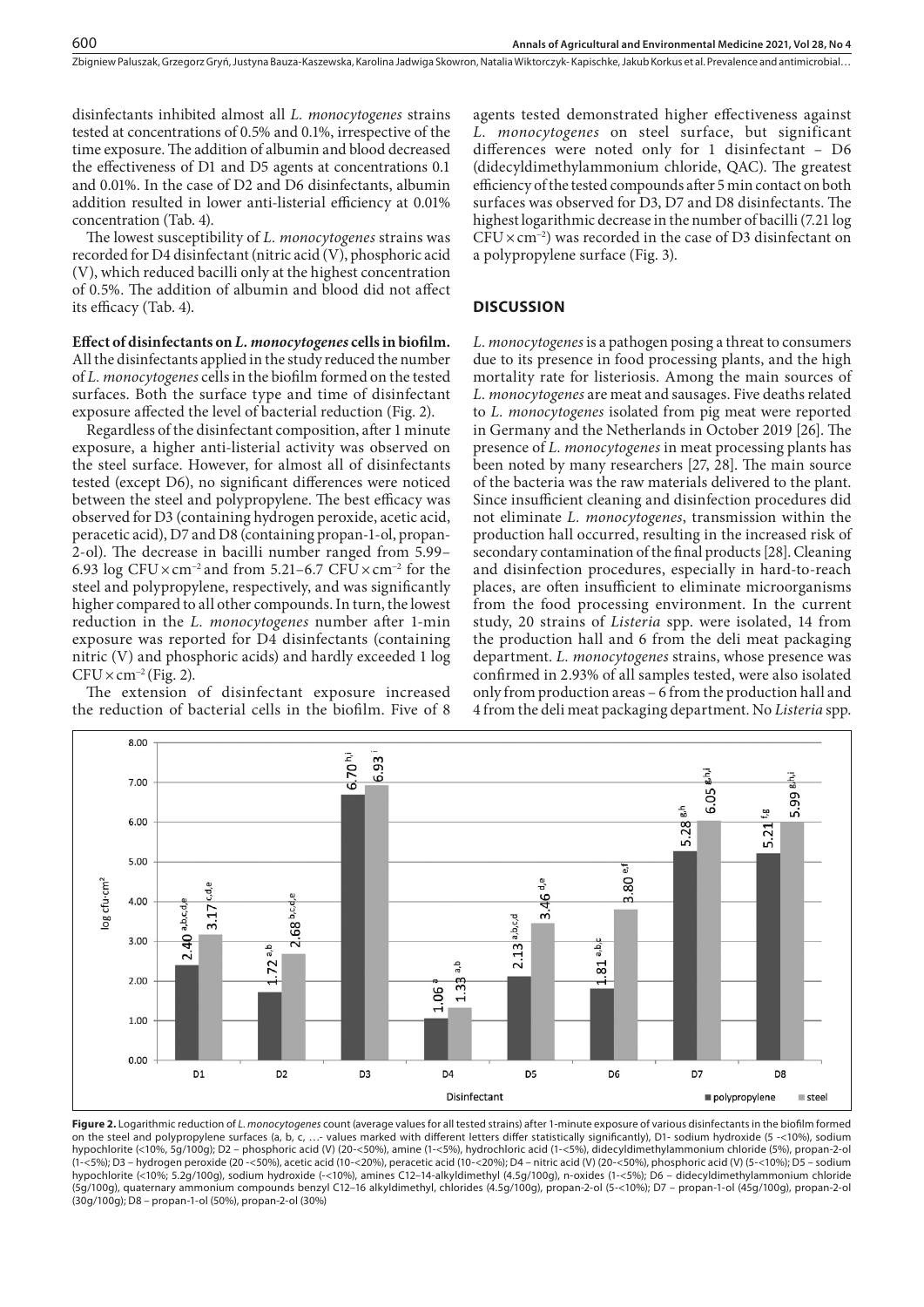disinfectants inhibited almost all *L. monocytogenes* strains tested at concentrations of 0.5% and 0.1%, irrespective of the time exposure. The addition of albumin and blood decreased the effectiveness of D1 and D5 agents at concentrations 0.1 and 0.01%. In the case of D2 and D6 disinfectants, albumin addition resulted in lower anti-listerial efficiency at 0.01% concentration (Tab. 4).

The lowest susceptibility of *L. monocytogenes* strains was recorded for D4 disinfectant (nitric acid (V), phosphoric acid (V), which reduced bacilli only at the highest concentration of 0.5%. The addition of albumin and blood did not affect its efficacy (Tab. 4).

**Effect of disinfectants on *L. monocytogenes* cells in biofilm.** All the disinfectants applied in the study reduced the number of *L. monocytogenes* cells in the biofilm formed on the tested surfaces. Both the surface type and time of disinfectant exposure affected the level of bacterial reduction (Fig. 2).

Regardless of the disinfectant composition, after 1 minute exposure, a higher anti-listerial activity was observed on the steel surface. However, for almost all of disinfectants tested (except D6), no significant differences were noticed between the steel and polypropylene. The best efficacy was observed for D3 (containing hydrogen peroxide, acetic acid, peracetic acid), D7 and D8 (containing propan-1-ol, propan-2-ol). The decrease in bacilli number ranged from 5.99–6.93 log CFU × $cm^{-2}$ and from 5.21–6.7 CFU × $cm^{-2}$ for the steel and polypropylene, respectively, and was significantly higher compared to all other compounds. In turn, the lowest reduction in the *L. monocytogenes* number after 1-min exposure was reported for D4 disinfectants (containing nitric (V) and phosphoric acids) and hardly exceeded 1 log CFU × $cm^{-2}$ (Fig. 2).

The extension of disinfectant exposure increased the reduction of bacterial cells in the biofilm. Five of 8 agents tested demonstrated higher effectiveness against *L. monocytogenes* on steel surface, but significant differences were noted only for 1 disinfectant – D6 (didecyldimethylammonium chloride, QAC). The greatest efficiency of the tested compounds after 5 min contact on both surfaces was observed for D3, D7 and D8 disinfectants. The highest logarithmic decrease in the number of bacilli (7.21 log CFU × $cm^{-2}$) was recorded in the case of D3 disinfectant on a polypropylene surface (Fig. 3).

## DISCUSSION

*L. monocytogenes* is a pathogen posing a threat to consumers due to its presence in food processing plants, and the high mortality rate for listeriosis. Among the main sources of *L. monocytogenes* are meat and sausages. Five deaths related to *L. monocytogenes* isolated from pig meat were reported in Germany and the Netherlands in October 2019 [26]. The presence of *L. monocytogenes* in meat processing plants has been noted by many researchers [27, 28]. The main source of the bacteria was the raw materials delivered to the plant. Since insufficient cleaning and disinfection procedures did not eliminate *L. monocytogenes*, transmission within the production hall occurred, resulting in the increased risk of secondary contamination of the final products [28]. Cleaning and disinfection procedures, especially in hard-to-reach places, are often insufficient to eliminate microorganisms from the food processing environment. In the current study, 20 strains of *Listeria* spp. were isolated, 14 from the production hall and 6 from the deli meat packaging department. *L. monocytogenes* strains, whose presence was confirmed in 2.93% of all samples tested, were also isolated only from production areas – 6 from the production hall and 4 from the deli meat packaging department. No *Listeria* spp.

log cfu·cm²
8.00
7.00
6.00
5.00
4.00
3.00
2.00
1.00
0.00

D1: 2.40 a,b,c,d,e; 3.17 c,d,e
D2: 1.72 a,b; 2.68 b,c,d,e
D3: 6.70 h,i; 6.93 i
D4: 1.06 a; 1.33 a,b
D5: 2.13 a,b,c,d; 3.46 d,e
D6: 1.81 a,b,c; 3.80 e,f
D7: 5.28 g,h; 6.05 g,h,i
D8: 5.21 f,g; 5.99 g,h,i

Disinfectant
■ polypropylene ■ steel

**Figure 2.** Logarithmic reduction of *L. monocytogenes* count (average values for all tested strains) after 1-minute exposure of various disinfectants in the biofilm formed on the steel and polypropylene surfaces (a, b, c, …- values marked with different letters differ statistically significantly), D1- sodium hydroxide (5 -<10%), sodium hypochlorite (<10%, 5g/100g); D2 – phosphoric acid (V) (20-<50%), amine (1-<5%), hydrochloric acid (1-<5%), didecyldimethylammonium chloride (5%), propan-2-ol (1-<5%); D3 – hydrogen peroxide (20 -<50%), acetic acid (10-<20%), peracetic acid (10-<20%); D4 – nitric acid (V) (20-<50%), phosphoric acid (V) (5-<10%); D5 – sodium hypochlorite (<10%; 5.2g/100g), sodium hydroxide (-<10%), amines C12–14-alkyldimethyl (4.5g/100g), n-oxides (1-<5%); D6 – didecyldimethylammonium chloride (5g/100g), quaternary ammonium compounds benzyl C12–16 alkyldimethyl, chlorides (4.5g/100g), propan-2-ol (5-<10%); D7 – propan-1-ol (45g/100g), propan-2-ol (30g/100g); D8 – propan-1-ol (50%), propan-2-ol (30%)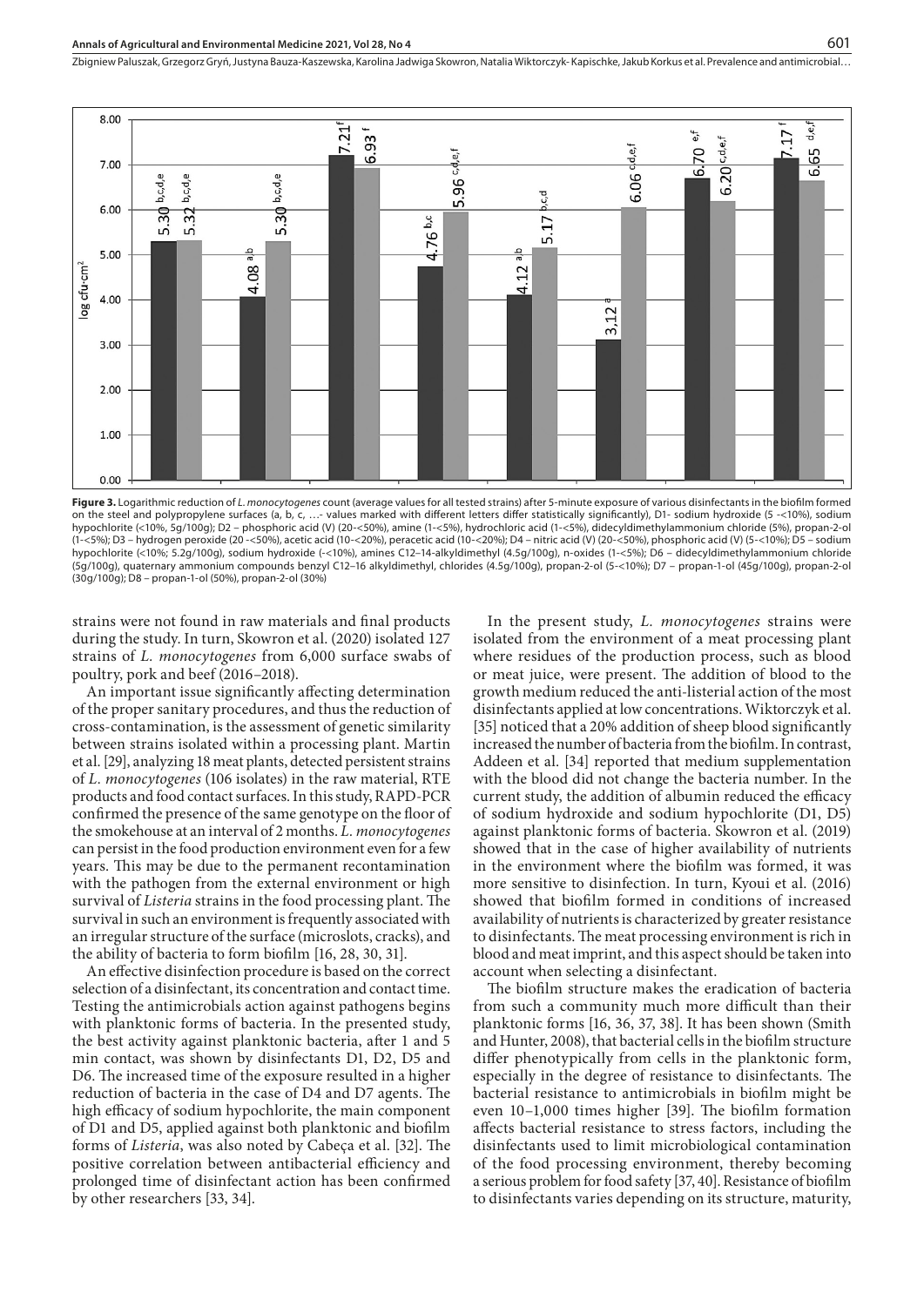8.00
7.00
6.00
5.00
4.00
3.00
2.00
1.00
0.00

log cfu·cm²

5.30 b,c,d,e
5.32 b,c,d,e
4.08 a,b
5.30 b,c,d,e
7.21 f
6.93 f
4.76 b,c
5.96 c,d,e,f
4.12 a,b
5.17 b,c,d
3.12 a
6.06 c,d,e,f
6.70 e,f
6.20 c,d,e,f
7.17 f
6.65 d,e,f

**Figure 3.** Logarithmic reduction of *L. monocytogenes* count (average values for all tested strains) after 5-minute exposure of various disinfectants in the biofilm formed on the steel and polypropylene surfaces (a, b, c, …- values marked with different letters differ statistically significantly), D1- sodium hydroxide (5 -<10%), sodium hypochlorite (<10%, 5g/100g); D2 – phosphoric acid (V) (20-<50%), amine (1-<5%), hydrochloric acid (1-<5%), didecyldimethylammonium chloride (5%), propan-2-ol (1-<5%); D3 – hydrogen peroxide (20 -<50%), acetic acid (10-<20%), peracetic acid (10-<20%); D4 – nitric acid (V) (20-<50%), phosphoric acid (V) (5-<10%); D5 – sodium hypochlorite (<10%; 5.2g/100g), sodium hydroxide (-<10%), amines C12–14-alkyldimethyl (4.5g/100g), n-oxides (1-<5%); D6 – didecyldimethylammonium chloride (5g/100g), quaternary ammonium compounds benzyl C12–16 alkyldimethyl, chlorides (4.5g/100g), propan-2-ol (5-<10%); D7 – propan-1-ol (45g/100g), propan-2-ol (30g/100g); D8 – propan-1-ol (50%), propan-2-ol (30%)

strains were not found in raw materials and final products during the study. In turn, Skowron et al. (2020) isolated 127 strains of *L. monocytogenes* from 6,000 surface swabs of poultry, pork and beef (2016–2018).

An important issue significantly affecting determination of the proper sanitary procedures, and thus the reduction of cross-contamination, is the assessment of genetic similarity between strains isolated within a processing plant. Martin et al. [29], analyzing 18 meat plants, detected persistent strains of *L. monocytogenes* (106 isolates) in the raw material, RTE products and food contact surfaces. In this study, RAPD-PCR confirmed the presence of the same genotype on the floor of the smokehouse at an interval of 2 months. *L. monocytogenes* can persist in the food production environment even for a few years. This may be due to the permanent recontamination with the pathogen from the external environment or high survival of *Listeria* strains in the food processing plant. The survival in such an environment is frequently associated with an irregular structure of the surface (microslots, cracks), and the ability of bacteria to form biofilm [16, 28, 30, 31].

An effective disinfection procedure is based on the correct selection of a disinfectant, its concentration and contact time. Testing the antimicrobials action against pathogens begins with planktonic forms of bacteria. In the presented study, the best activity against planktonic bacteria, after 1 and 5 min contact, was shown by disinfectants D1, D2, D5 and D6. The increased time of the exposure resulted in a higher reduction of bacteria in the case of D4 and D7 agents. The high efficacy of sodium hypochlorite, the main component of D1 and D5, applied against both planktonic and biofilm forms of *Listeria*, was also noted by Cabeça et al. [32]. The positive correlation between antibacterial efficiency and prolonged time of disinfectant action has been confirmed by other researchers [33, 34].

In the present study, *L. monocytogenes* strains were isolated from the environment of a meat processing plant where residues of the production process, such as blood or meat juice, were present. The addition of blood to the growth medium reduced the anti-listerial action of the most disinfectants applied at low concentrations. Wiktorczyk et al. [35] noticed that a 20% addition of sheep blood significantly increased the number of bacteria from the biofilm. In contrast, Addeen et al. [34] reported that medium supplementation with the blood did not change the bacteria number. In the current study, the addition of albumin reduced the efficacy of sodium hydroxide and sodium hypochlorite (D1, D5) against planktonic forms of bacteria. Skowron et al. (2019) showed that in the case of higher availability of nutrients in the environment where the biofilm was formed, it was more sensitive to disinfection. In turn, Kyoui et al. (2016) showed that biofilm formed in conditions of increased availability of nutrients is characterized by greater resistance to disinfectants. The meat processing environment is rich in blood and meat imprint, and this aspect should be taken into account when selecting a disinfectant.

The biofilm structure makes the eradication of bacteria from such a community much more difficult than their planktonic forms [16, 36, 37, 38]. It has been shown (Smith and Hunter, 2008), that bacterial cells in the biofilm structure differ phenotypically from cells in the planktonic form, especially in the degree of resistance to disinfectants. The bacterial resistance to antimicrobials in biofilm might be even 10–1,000 times higher [39]. The biofilm formation affects bacterial resistance to stress factors, including the disinfectants used to limit microbiological contamination of the food processing environment, thereby becoming a serious problem for food safety [37, 40]. Resistance of biofilm to disinfectants varies depending on its structure, maturity,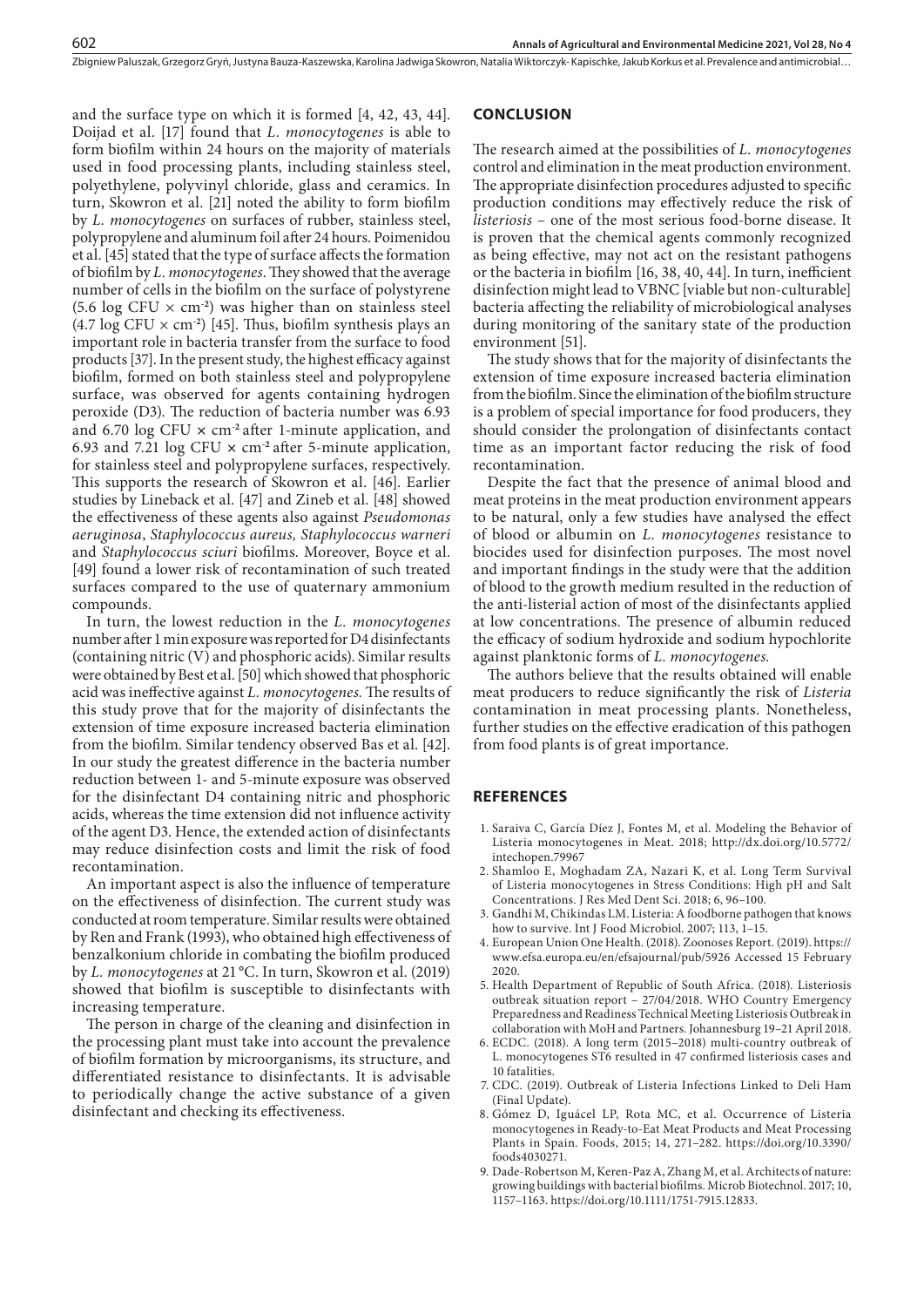and the surface type on which it is formed [4, 42, 43, 44]. Doijad et al. [17] found that *L. monocytogenes* is able to form biofilm within 24 hours on the majority of materials used in food processing plants, including stainless steel, polyethylene, polyvinyl chloride, glass and ceramics. In turn, Skowron et al. [21] noted the ability to form biofilm by *L. monocytogenes* on surfaces of rubber, stainless steel, polypropylene and aluminum foil after 24 hours. Poimenidou et al. [45] stated that the type of surface affects the formation of biofilm by *L. monocytogenes*. They showed that the average number of cells in the biofilm on the surface of polystyrene (5.6 log CFU × $cm^{-2}$) was higher than on stainless steel (4.7 log CFU × $cm^{-2}$) [45]. Thus, biofilm synthesis plays an important role in bacteria transfer from the surface to food products [37]. In the present study, the highest efficacy against biofilm, formed on both stainless steel and polypropylene surface, was observed for agents containing hydrogen peroxide (D3). The reduction of bacteria number was 6.93 and 6.70 log CFU × $cm^{-2}$ after 1-minute application, and 6.93 and 7.21 log CFU × $cm^{-2}$ after 5-minute application, for stainless steel and polypropylene surfaces, respectively. This supports the research of Skowron et al. [46]. Earlier studies by Lineback et al. [47] and Zineb et al. [48] showed the effectiveness of these agents also against *Pseudomonas aeruginosa*, *Staphylococcus aureus, Staphylococcus warneri* and *Staphylococcus sciuri* biofilms. Moreover, Boyce et al. [49] found a lower risk of recontamination of such treated surfaces compared to the use of quaternary ammonium compounds.

In turn, the lowest reduction in the *L. monocytogenes* number after 1 min exposure was reported for D4 disinfectants (containing nitric (V) and phosphoric acids). Similar results were obtained by Best et al. [50] which showed that phosphoric acid was ineffective against *L. monocytogenes.* The results of this study prove that for the majority of disinfectants the extension of time exposure increased bacteria elimination from the biofilm. Similar tendency observed Bas et al. [42]. In our study the greatest difference in the bacteria number reduction between 1- and 5-minute exposure was observed for the disinfectant D4 containing nitric and phosphoric acids, whereas the time extension did not influence activity of the agent D3. Hence, the extended action of disinfectants may reduce disinfection costs and limit the risk of food recontamination.

An important aspect is also the influence of temperature on the effectiveness of disinfection. The current study was conducted at room temperature. Similar results were obtained by Ren and Frank (1993), who obtained high effectiveness of benzalkonium chloride in combating the biofilm produced by *L. monocytogenes* at 21 °C. In turn, Skowron et al. (2019) showed that biofilm is susceptible to disinfectants with increasing temperature.

The person in charge of the cleaning and disinfection in the processing plant must take into account the prevalence of biofilm formation by microorganisms, its structure, and differentiated resistance to disinfectants. It is advisable to periodically change the active substance of a given disinfectant and checking its effectiveness.

## CONCLUSION

The research aimed at the possibilities of *L. monocytogenes* control and elimination in the meat production environment. The appropriate disinfection procedures adjusted to specific production conditions may effectively reduce the risk of *listeriosis* – one of the most serious food-borne disease. It is proven that the chemical agents commonly recognized as being effective, may not act on the resistant pathogens or the bacteria in biofilm [16, 38, 40, 44]. In turn, inefficient disinfection might lead to VBNC [viable but non-culturable] bacteria affecting the reliability of microbiological analyses during monitoring of the sanitary state of the production environment [51].

The study shows that for the majority of disinfectants the extension of time exposure increased bacteria elimination from the biofilm. Since the elimination of the biofilm structure is a problem of special importance for food producers, they should consider the prolongation of disinfectants contact time as an important factor reducing the risk of food recontamination.

Despite the fact that the presence of animal blood and meat proteins in the meat production environment appears to be natural, only a few studies have analysed the effect of blood or albumin on *L. monocytogenes* resistance to biocides used for disinfection purposes. The most novel and important findings in the study were that the addition of blood to the growth medium resulted in the reduction of the anti-listerial action of most of the disinfectants applied at low concentrations. The presence of albumin reduced the efficacy of sodium hydroxide and sodium hypochlorite against planktonic forms of *L. monocytogenes.*

The authors believe that the results obtained will enable meat producers to reduce significantly the risk of *Listeria* contamination in meat processing plants. Nonetheless, further studies on the effective eradication of this pathogen from food plants is of great importance.

## REFERENCES

1. Saraiva C, García Díez J, Fontes M, et al. Modeling the Behavior of Listeria monocytogenes in Meat. 2018; http://dx.doi.org/10.5772/intechopen.79967
2. Shamloo E, Moghadam ZA, Nazari K, et al. Long Term Survival of Listeria monocytogenes in Stress Conditions: High pH and Salt Concentrations. J Res Med Dent Sci. 2018; 6, 96–100.
3. Gandhi M, Chikindas LM. Listeria: A foodborne pathogen that knows how to survive. Int J Food Microbiol. 2007; 113, 1–15.
4. European Union One Health. (2018). Zoonoses Report. (2019). https://www.efsa.europa.eu/en/efsajournal/pub/5926 Accessed 15 February 2020.
5. Health Department of Republic of South Africa. (2018). Listeriosis outbreak situation report – 27/04/2018. WHO Country Emergency Preparedness and Readiness Technical Meeting Listeriosis Outbreak in collaboration with MoH and Partners. Johannesburg 19–21 April 2018.
6. ECDC. (2018). A long term (2015–2018) multi-country outbreak of L. monocytogenes ST6 resulted in 47 confirmed listeriosis cases and 10 fatalities.
7. CDC. (2019). Outbreak of Listeria Infections Linked to Deli Ham (Final Update).
8. Gómez D, Iguácel LP, Rota MC, et al. Occurrence of Listeria monocytogenes in Ready-to-Eat Meat Products and Meat Processing Plants in Spain. Foods, 2015; 14, 271–282. https://doi.org/10.3390/foods4030271.
9. Dade-Robertson M, Keren-Paz A, Zhang M, et al. Architects of nature: growing buildings with bacterial biofilms. Microb Biotechnol. 2017; 10, 1157–1163. https://doi.org/10.1111/1751-7915.12833.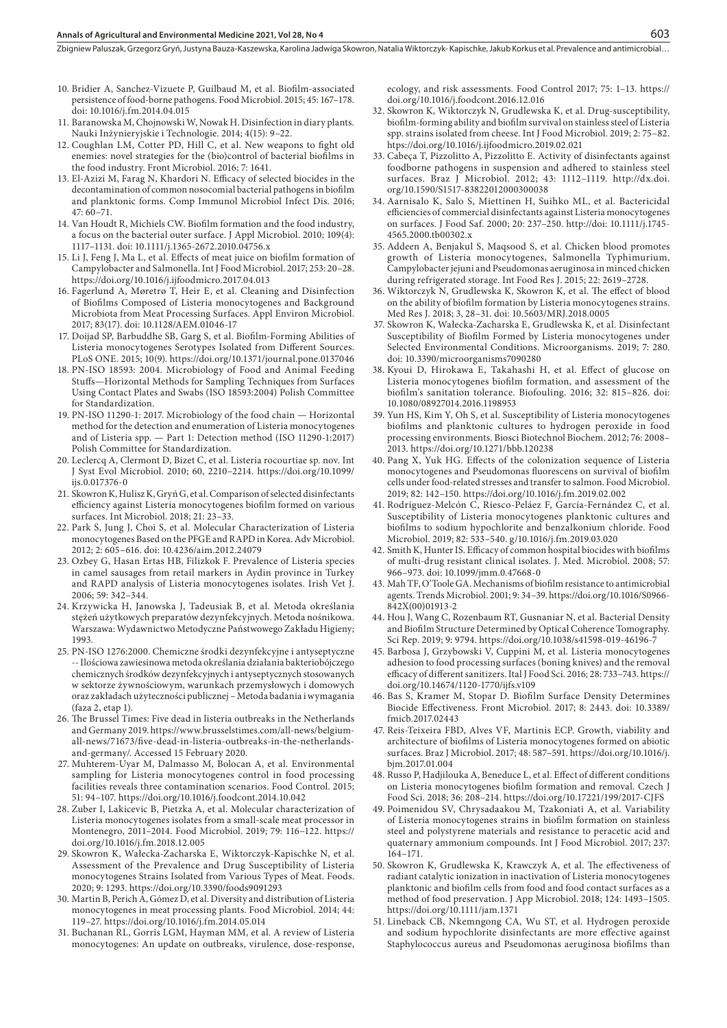10. Bridier A, Sanchez-Vizuete P, Guilbaud M, et al. Biofilm-associated persistence of food-borne pathogens. Food Microbiol. 2015; 45: 167–178. doi: 10.1016/j.fm.2014.04.015
11. Baranowska M, Chojnowski W, Nowak H. Disinfection in diary plants. Nauki Inżynieryjskie i Technologie. 2014; 4(15): 9–22.
12. Coughlan LM, Cotter PD, Hill C, et al. New weapons to fight old enemies: novel strategies for the (bio)control of bacterial biofilms in the food industry. Front Microbiol. 2016; 7: 1641.
13. El-Azizi M, Farag N, Khardori N. Efficacy of selected biocides in the decontamination of common nosocomial bacterial pathogens in biofilm and planktonic forms. Comp Immunol Microbiol Infect Dis. 2016; 47: 60–71.
14. Van Houdt R, Michiels CW. Biofilm formation and the food industry, a focus on the bacterial outer surface. J Appl Microbiol. 2010; 109(4): 1117–1131. doi: 10.1111/j.1365-2672.2010.04756.x
15. Li J, Feng J, Ma L, et al. Effects of meat juice on biofilm formation of Campylobacter and Salmonella. Int J Food Microbiol. 2017; 253: 20–28. https://doi.org/10.1016/j.ijfoodmicro.2017.04.013
16. Fagerlund A, Møretrø T, Heir E, et al. Cleaning and Disinfection of Biofilms Composed of Listeria monocytogenes and Background Microbiota from Meat Processing Surfaces. Appl Environ Microbiol. 2017; 83(17). doi: 10.1128/AEM.01046-17
17. Doijad SP, Barbuddhe SB, Garg S, et al. Biofilm-Forming Abilities of Listeria monocytogenes Serotypes Isolated from Different Sources. PLoS ONE. 2015; 10(9). https://doi.org/10.1371/journal.pone.0137046
18. PN-ISO 18593: 2004. Microbiology of Food and Animal Feeding Stuffs—Horizontal Methods for Sampling Techniques from Surfaces Using Contact Plates and Swabs (ISO 18593:2004) Polish Committee for Standardization.
19. PN-ISO 11290-1: 2017. Microbiology of the food chain — Horizontal method for the detection and enumeration of Listeria monocytogenes and of Listeria spp. — Part 1: Detection method (ISO 11290-1:2017) Polish Committee for Standardization.
20. Leclercq A, Clermont D, Bizet C, et al. Listeria rocourtiae sp. nov. Int J Syst Evol Microbiol. 2010; 60, 2210–2214. https://doi.org/10.1099/ijs.0.017376-0
21. Skowron K, Hulisz K, Gryń G, et al. Comparison of selected disinfectants efficiency against Listeria monocytogenes biofilm formed on various surfaces. Int Microbiol. 2018; 21: 23–33.
22. Park S, Jung J, Choi S, et al. Molecular Characterization of Listeria monocytogenes Based on the PFGE and RAPD in Korea. Adv Microbiol. 2012; 2: 605–616. doi: 10.4236/aim.2012.24079
23. Ozbey G, Hasan Ertas HB, Filizkok F. Prevalence of Listeria species in camel sausages from retail markers in Aydin province in Turkey and RAPD analysis of Listeria monocytogenes isolates. Irish Vet J. 2006; 59: 342–344.
24. Krzywicka H, Janowska J, Tadeusiak B, et al. Metoda określania stężeń użytkowych preparatów dezynfekcyjnych. Metoda nośnikowa. Warszawa: Wydawnictwo Metodyczne Państwowego Zakładu Higieny; 1993.
25. PN-ISO 1276:2000. Chemiczne środki dezynfekcyjne i antyseptyczne -- Ilościowa zawiesinowa metoda określania działania bakteriobójczego chemicznych środków dezynfekcyjnych i antyseptycznych stosowanych w sektorze żywnościowym, warunkach przemysłowych i domowych oraz zakładach użyteczności publicznej – Metoda badania i wymagania (faza 2, etap 1).
26. The Brussel Times: Five dead in listeria outbreaks in the Netherlands and Germany 2019. https://www.brusselstimes.com/all-news/belgium-all-news/71673/five-dead-in-listeria-outbreaks-in-the-netherlands-and-germany/. Accessed 15 February 2020.
27. Muhterem-Uyar M, Dalmasso M, Bolocan A, et al. Environmental sampling for Listeria monocytogenes control in food processing facilities reveals three contamination scenarios. Food Control. 2015; 51: 94–107. https://doi.org/10.1016/j.foodcont.2014.10.042
28. Zuber I, Lakicevic B, Pietzka A, et al. Molecular characterization of Listeria monocytogenes isolates from a small-scale meat processor in Montenegro, 2011–2014. Food Microbiol. 2019; 79: 116–122. https://doi.org/10.1016/j.fm.2018.12.005
29. Skowron K, Wałecka-Zacharska E, Wiktorczyk-Kapischke N, et al. Assessment of the Prevalence and Drug Susceptibility of Listeria monocytogenes Strains Isolated from Various Types of Meat. Foods. 2020; 9: 1293. https://doi.org/10.3390/foods9091293
30. Martin B, Perich A, Gómez D, et al. Diversity and distribution of Listeria monocytogenes in meat processing plants. Food Microbiol. 2014; 44: 119–27. https://doi.org/10.1016/j.fm.2014.05.014
31. Buchanan RL, Gorris LGM, Hayman MM, et al. A review of Listeria monocytogenes: An update on outbreaks, virulence, dose-response, ecology, and risk assessments. Food Control 2017; 75: 1–13. https://doi.org/10.1016/j.foodcont.2016.12.016
32. Skowron K, Wiktorczyk N, Grudlewska K, et al. Drug-susceptibility, biofilm-forming ability and biofilm survival on stainless steel of Listeria spp. strains isolated from cheese. Int J Food Microbiol. 2019; 2: 75–82. https://doi.org/10.1016/j.ijfoodmicro.2019.02.021
33. Cabeça T, Pizzolitto A, Pizzolitto E. Activity of disinfectants against foodborne pathogens in suspension and adhered to stainless steel surfaces. Braz J Microbiol. 2012; 43: 1112–1119. http://dx.doi.org/10.1590/S1517-83822012000300038
34. Aarnisalo K, Salo S, Miettinen H, Suihko ML, et al. Bactericidal efficiencies of commercial disinfectants against Listeria monocytogenes on surfaces. J Food Saf. 2000; 20: 237–250. http://doi: 10.1111/j.1745-4565.2000.tb00302.x
35. Addeen A, Benjakul S, Maqsood S, et al. Chicken blood promotes growth of Listeria monocytogenes, Salmonella Typhimurium, Campylobacter jejuni and Pseudomonas aeruginosa in minced chicken during refrigerated storage. Int Food Res J. 2015; 22: 2619–2728.
36. Wiktorczyk N, Grudlewska K, Skowron K, et al. The effect of blood on the ability of biofilm formation by Listeria monocytogenes strains. Med Res J. 2018; 3, 28–31. doi: 10.5603/MRJ.2018.0005
37. Skowron K, Wałecka-Zacharska E, Grudlewska K, et al. Disinfectant Susceptibility of Biofilm Formed by Listeria monocytogenes under Selected Environmental Conditions. Microorganisms. 2019; 7: 280. doi: 10.3390/microorganisms7090280
38. Kyoui D, Hirokawa E, Takahashi H, et al. Effect of glucose on Listeria monocytogenes biofilm formation, and assessment of the biofilm's sanitation tolerance. Biofouling. 2016; 32: 815–826. doi: 10.1080/08927014.2016.1198953
39. Yun HS, Kim Y, Oh S, et al. Susceptibility of Listeria monocytogenes biofilms and planktonic cultures to hydrogen peroxide in food processing environments. Biosci Biotechnol Biochem. 2012; 76: 2008–2013. https://doi.org/10.1271/bbb.120238
40. Pang X, Yuk HG. Effects of the colonization sequence of Listeria monocytogenes and Pseudomonas fluorescens on survival of biofilm cells under food-related stresses and transfer to salmon. Food Microbiol. 2019; 82: 142–150. https://doi.org/10.1016/j.fm.2019.02.002
41. Rodríguez-Melcón C, Riesco-Peláez F, García-Fernández C, et al. Susceptibility of Listeria monocytogenes planktonic cultures and biofilms to sodium hypochlorite and benzalkonium chloride. Food Microbiol. 2019; 82: 533–540. g/10.1016/j.fm.2019.03.020
42. Smith K, Hunter IS. Efficacy of common hospital biocides with biofilms of multi-drug resistant clinical isolates. J. Med. Microbiol. 2008; 57: 966–973. doi: 10.1099/jmm.0.47668-0
43. Mah TF, O'Toole GA. Mechanisms of biofilm resistance to antimicrobial agents. Trends Microbiol. 2001; 9: 34–39. https://doi.org/10.1016/S0966-842X(00)01913-2
44. Hou J, Wang C, Rozenbaum RT, Gusnaniar N, et al. Bacterial Density and Biofilm Structure Determined by Optical Coherence Tomography. Sci Rep. 2019; 9: 9794. https://doi.org/10.1038/s41598-019-46196-7
45. Barbosa J, Grzybowski V, Cuppini M, et al. Listeria monocytogenes adhesion to food processing surfaces (boning knives) and the removal efficacy of different sanitizers. Ital J Food Sci. 2016; 28: 733–743. https://doi.org/10.14674/1120-1770/ijfs.v109
46. Bas S, Kramer M, Stopar D. Biofilm Surface Density Determines Biocide Effectiveness. Front Microbiol. 2017; 8: 2443. doi: 10.3389/fmicb.2017.02443
47. Reis-Teixeira FBD, Alves VF, Martinis ECP. Growth, viability and architecture of biofilms of Listeria monocytogenes formed on abiotic surfaces. Braz J Microbiol. 2017; 48: 587–591. https://doi.org/10.1016/j.bjm.2017.01.004
48. Russo P, Hadjilouka A, Beneduce L, et al. Effect of different conditions on Listeria monocytogenes biofilm formation and removal. Czech J Food Sci. 2018; 36: 208–214. https://doi.org/10.17221/199/2017-CJFS
49. Poimenidou SV, Chrysadaakou M, Tzakoniati A, et al. Variability of Listeria monocytogenes strains in biofilm formation on stainless steel and polystyrene materials and resistance to peracetic acid and quaternary ammonium compounds. Int J Food Microbiol. 2017; 237: 164–171.
50. Skowron K, Grudlewska K, Krawczyk A, et al. The effectiveness of radiant catalytic ionization in inactivation of Listeria monocytogenes planktonic and biofilm cells from food and food contact surfaces as a method of food preservation. J App Microbiol. 2018; 124: 1493–1505. https://doi.org/10.1111/jam.1371
51. Lineback CB, Nkemngong CA, Wu ST, et al. Hydrogen peroxide and sodium hypochlorite disinfectants are more effective against Staphylococcus aureus and Pseudomonas aeruginosa biofilms than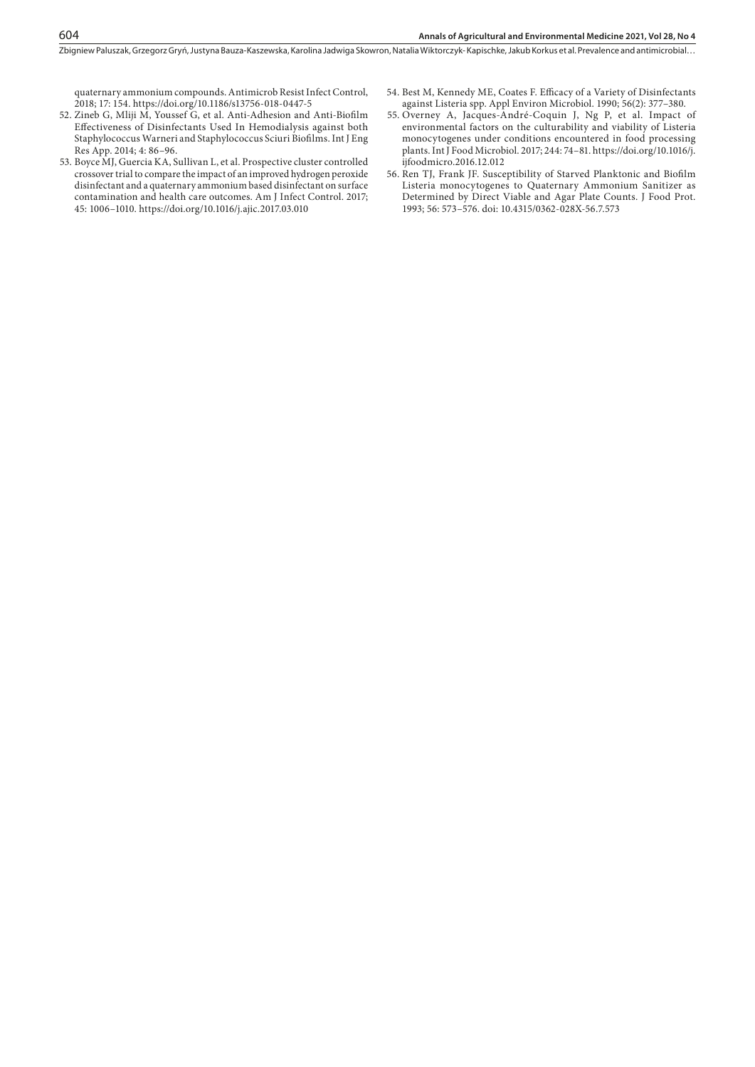quaternary ammonium compounds. Antimicrob Resist Infect Control, 2018; 17: 154. https://doi.org/10.1186/s13756-018-0447-5

52. Zineb G, Mliji M, Youssef G, et al. Anti-Adhesion and Anti-Biofilm Effectiveness of Disinfectants Used In Hemodialysis against both Staphylococcus Warneri and Staphylococcus Sciuri Biofilms. Int J Eng Res App. 2014; 4: 86–96.
53. Boyce MJ, Guercia KA, Sullivan L, et al. Prospective cluster controlled crossover trial to compare the impact of an improved hydrogen peroxide disinfectant and a quaternary ammonium based disinfectant on surface contamination and health care outcomes. Am J Infect Control. 2017; 45: 1006–1010. https://doi.org/10.1016/j.ajic.2017.03.010
54. Best M, Kennedy ME, Coates F. Efficacy of a Variety of Disinfectants against Listeria spp. Appl Environ Microbiol. 1990; 56(2): 377–380.
55. Overney A, Jacques-André-Coquin J, Ng P, et al. Impact of environmental factors on the culturability and viability of Listeria monocytogenes under conditions encountered in food processing plants. Int J Food Microbiol. 2017; 244: 74–81. https://doi.org/10.1016/j.ijfoodmicro.2016.12.012
56. Ren TJ, Frank JF. Susceptibility of Starved Planktonic and Biofilm Listeria monocytogenes to Quaternary Ammonium Sanitizer as Determined by Direct Viable and Agar Plate Counts. J Food Prot. 1993; 56: 573–576. doi: 10.4315/0362-028X-56.7.573